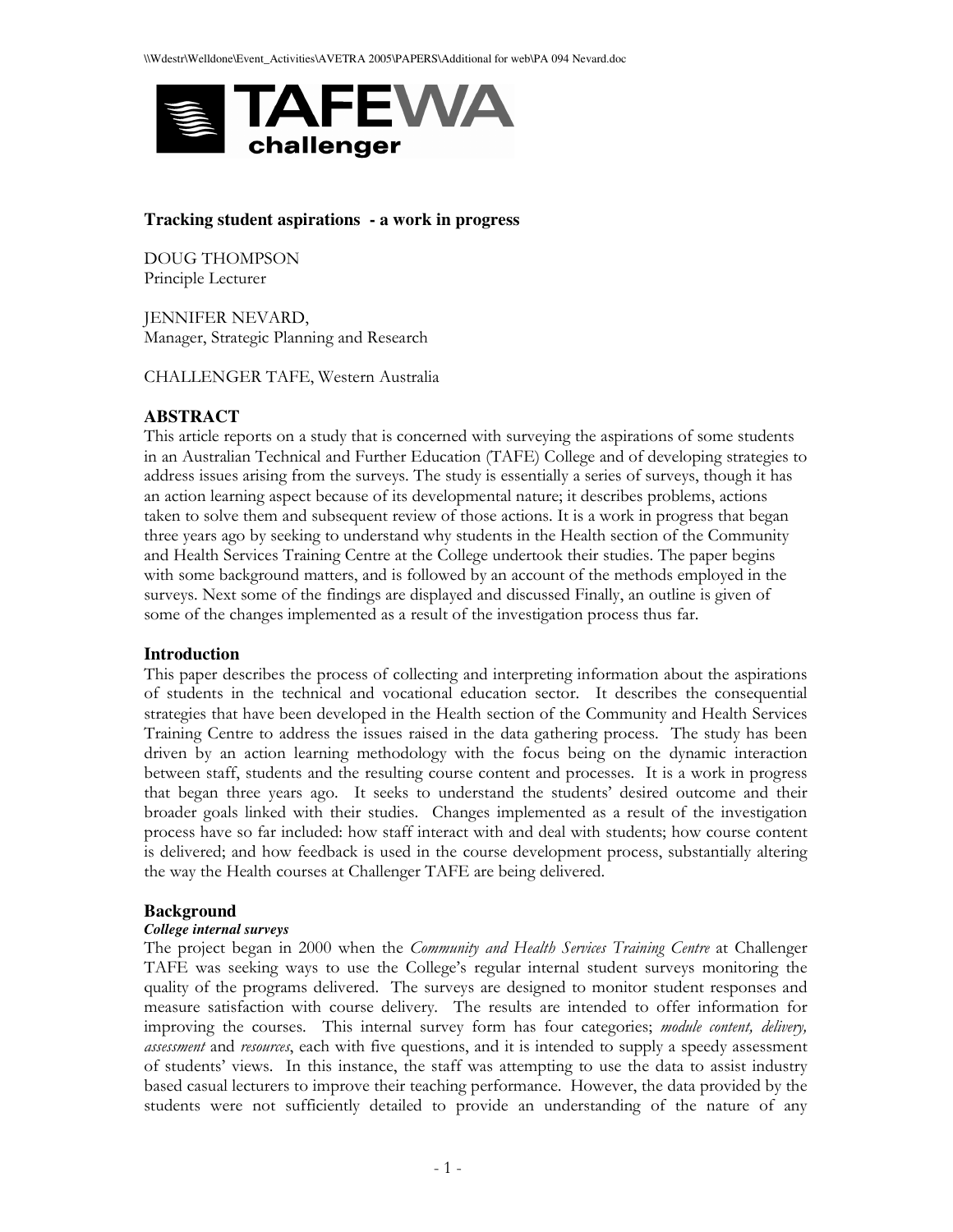**Tracking student aspirations - a work in progress**

DOUG THOMPSON
Principle Lecturer

JENNIFER NEVARD,
Manager, Strategic Planning and Research

CHALLENGER TAFE, Western Australia

## ABSTRACT

This article reports on a study that is concerned with surveying the aspirations of some students in an Australian Technical and Further Education (TAFE) College and of developing strategies to address issues arising from the surveys. The study is essentially a series of surveys, though it has an action learning aspect because of its developmental nature; it describes problems, actions taken to solve them and subsequent review of those actions. It is a work in progress that began three years ago by seeking to understand why students in the Health section of the Community and Health Services Training Centre at the College undertook their studies. The paper begins with some background matters, and is followed by an account of the methods employed in the surveys. Next some of the findings are displayed and discussed Finally, an outline is given of some of the changes implemented as a result of the investigation process thus far.

## Introduction

This paper describes the process of collecting and interpreting information about the aspirations of students in the technical and vocational education sector. It describes the consequential strategies that have been developed in the Health section of the Community and Health Services Training Centre to address the issues raised in the data gathering process. The study has been driven by an action learning methodology with the focus being on the dynamic interaction between staff, students and the resulting course content and processes. It is a work in progress that began three years ago. It seeks to understand the students' desired outcome and their broader goals linked with their studies. Changes implemented as a result of the investigation process have so far included: how staff interact with and deal with students; how course content is delivered; and how feedback is used in the course development process, substantially altering the way the Health courses at Challenger TAFE are being delivered.

## Background

***College internal surveys***

The project began in 2000 when the *Community and Health Services Training Centre* at Challenger TAFE was seeking ways to use the College's regular internal student surveys monitoring the quality of the programs delivered. The surveys are designed to monitor student responses and measure satisfaction with course delivery. The results are intended to offer information for improving the courses. This internal survey form has four categories; *module content, delivery, assessment* and *resources*, each with five questions, and it is intended to supply a speedy assessment of students' views. In this instance, the staff was attempting to use the data to assist industry based casual lecturers to improve their teaching performance. However, the data provided by the students were not sufficiently detailed to provide an understanding of the nature of any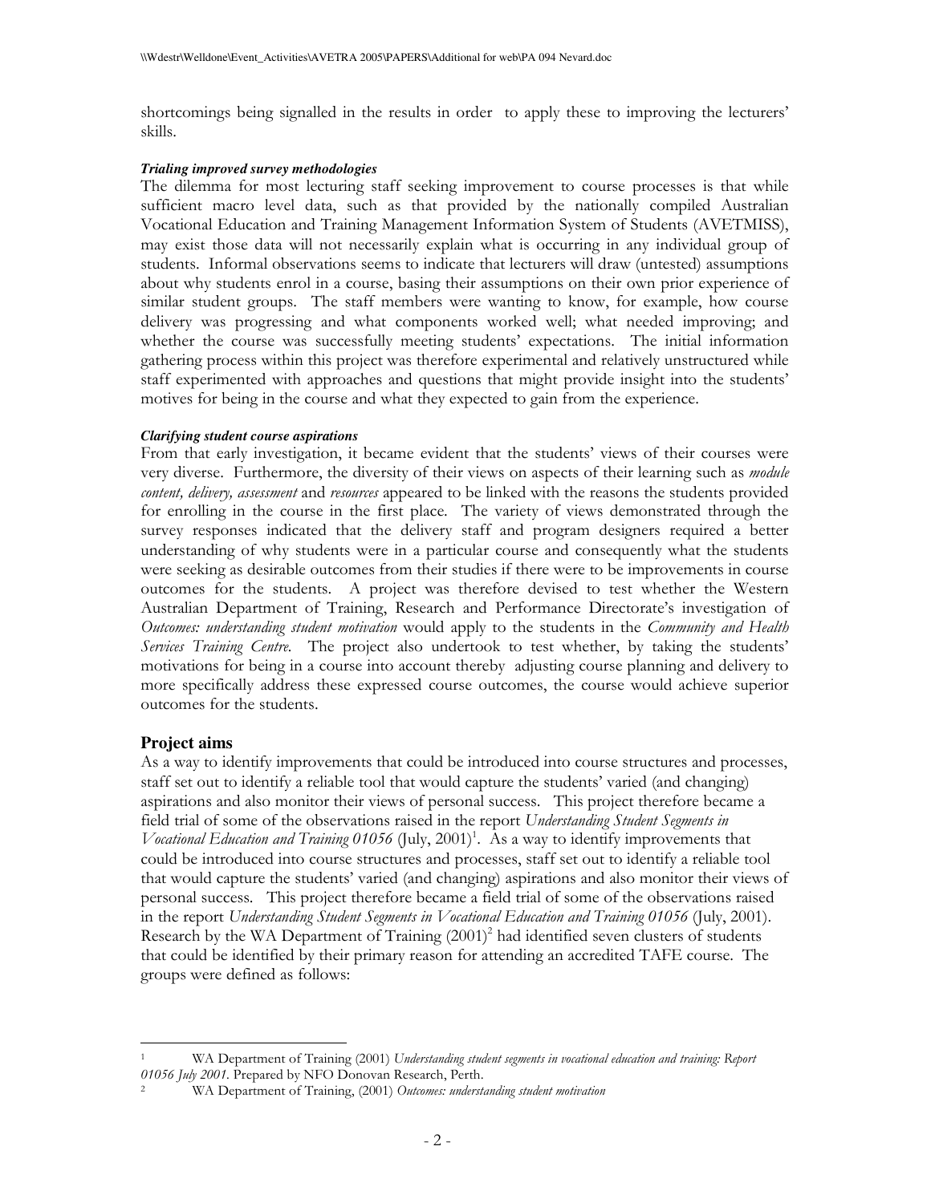shortcomings being signalled in the results in order to apply these to improving the lecturers' skills.

***Trialing improved survey methodologies***

The dilemma for most lecturing staff seeking improvement to course processes is that while sufficient macro level data, such as that provided by the nationally compiled Australian Vocational Education and Training Management Information System of Students (AVETMISS), may exist those data will not necessarily explain what is occurring in any individual group of students. Informal observations seems to indicate that lecturers will draw (untested) assumptions about why students enrol in a course, basing their assumptions on their own prior experience of similar student groups. The staff members were wanting to know, for example, how course delivery was progressing and what components worked well; what needed improving; and whether the course was successfully meeting students' expectations. The initial information gathering process within this project was therefore experimental and relatively unstructured while staff experimented with approaches and questions that might provide insight into the students' motives for being in the course and what they expected to gain from the experience.

***Clarifying student course aspirations***

From that early investigation, it became evident that the students' views of their courses were very diverse. Furthermore, the diversity of their views on aspects of their learning such as *module content, delivery, assessment* and *resources* appeared to be linked with the reasons the students provided for enrolling in the course in the first place. The variety of views demonstrated through the survey responses indicated that the delivery staff and program designers required a better understanding of why students were in a particular course and consequently what the students were seeking as desirable outcomes from their studies if there were to be improvements in course outcomes for the students. A project was therefore devised to test whether the Western Australian Department of Training, Research and Performance Directorate's investigation of *Outcomes: understanding student motivation* would apply to the students in the *Community and Health Services Training Centre*. The project also undertook to test whether, by taking the students' motivations for being in a course into account thereby adjusting course planning and delivery to more specifically address these expressed course outcomes, the course would achieve superior outcomes for the students.

## Project aims

As a way to identify improvements that could be introduced into course structures and processes, staff set out to identify a reliable tool that would capture the students' varied (and changing) aspirations and also monitor their views of personal success. This project therefore became a field trial of some of the observations raised in the report *Understanding Student Segments in Vocational Education and Training 01056* (July, 2001)[1]. As a way to identify improvements that could be introduced into course structures and processes, staff set out to identify a reliable tool that would capture the students' varied (and changing) aspirations and also monitor their views of personal success. This project therefore became a field trial of some of the observations raised in the report *Understanding Student Segments in Vocational Education and Training 01056* (July, 2001). Research by the WA Department of Training (2001)[2] had identified seven clusters of students that could be identified by their primary reason for attending an accredited TAFE course. The groups were defined as follows:

---

[1] WA Department of Training (2001) *Understanding student segments in vocational education and training: Report 01056 July 2001.* Prepared by NFO Donovan Research, Perth.

[2] WA Department of Training, (2001) *Outcomes: understanding student motivation*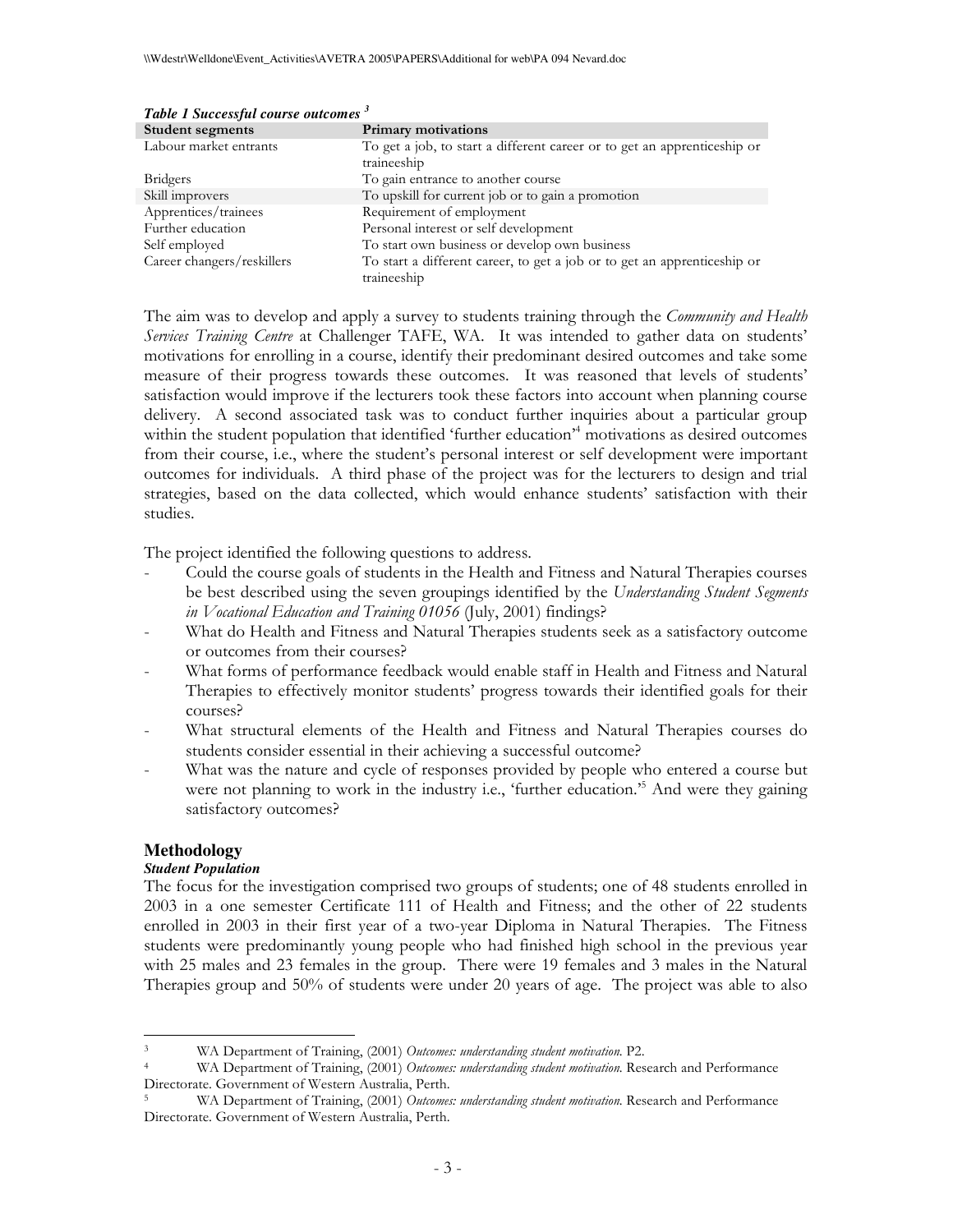***Table 1 Successful course outcomes*** [3]

| Student segments | Primary motivations |
| --- | --- |
| Labour market entrants | To get a job, to start a different career or to get an apprenticeship or traineeship |
| Bridgers | To gain entrance to another course |
| Skill improvers | To upskill for current job or to gain a promotion |
| Apprentices/trainees | Requirement of employment |
| Further education | Personal interest or self development |
| Self employed | To start own business or develop own business |
| Career changers/reskillers | To start a different career, to get a job or to get an apprenticeship or traineeship |

The aim was to develop and apply a survey to students training through the *Community and Health Services Training Centre* at Challenger TAFE, WA. It was intended to gather data on students' motivations for enrolling in a course, identify their predominant desired outcomes and take some measure of their progress towards these outcomes. It was reasoned that levels of students' satisfaction would improve if the lecturers took these factors into account when planning course delivery. A second associated task was to conduct further inquiries about a particular group within the student population that identified 'further education"[4] motivations as desired outcomes from their course, i.e., where the student's personal interest or self development were important outcomes for individuals. A third phase of the project was for the lecturers to design and trial strategies, based on the data collected, which would enhance students' satisfaction with their studies.

The project identified the following questions to address.

- Could the course goals of students in the Health and Fitness and Natural Therapies courses be best described using the seven groupings identified by the *Understanding Student Segments in Vocational Education and Training 01056* (July, 2001) findings?
- What do Health and Fitness and Natural Therapies students seek as a satisfactory outcome or outcomes from their courses?
- What forms of performance feedback would enable staff in Health and Fitness and Natural Therapies to effectively monitor students' progress towards their identified goals for their courses?
- What structural elements of the Health and Fitness and Natural Therapies courses do students consider essential in their achieving a successful outcome?
- What was the nature and cycle of responses provided by people who entered a course but were not planning to work in the industry i.e., 'further education."[5] And were they gaining satisfactory outcomes?

## Methodology

### *Student Population*

The focus for the investigation comprised two groups of students; one of 48 students enrolled in 2003 in a one semester Certificate 111 of Health and Fitness; and the other of 22 students enrolled in 2003 in their first year of a two-year Diploma in Natural Therapies. The Fitness students were predominantly young people who had finished high school in the previous year with 25 males and 23 females in the group. There were 19 females and 3 males in the Natural Therapies group and 50% of students were under 20 years of age. The project was able to also

---

[3] WA Department of Training, (2001) *Outcomes: understanding student motivation.* P2.

[4] WA Department of Training, (2001) *Outcomes: understanding student motivation.* Research and Performance Directorate. Government of Western Australia, Perth.

[5] WA Department of Training, (2001) *Outcomes: understanding student motivation.* Research and Performance Directorate. Government of Western Australia, Perth.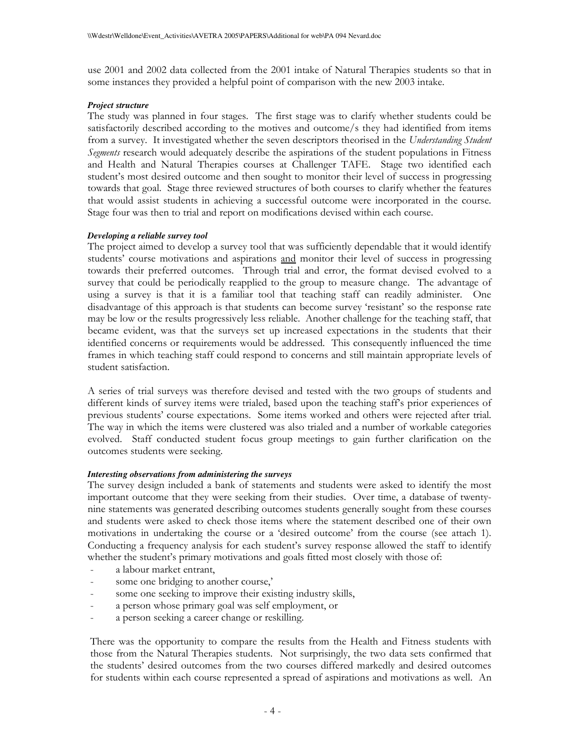use 2001 and 2002 data collected from the 2001 intake of Natural Therapies students so that in some instances they provided a helpful point of comparison with the new 2003 intake.

***Project structure***

The study was planned in four stages. The first stage was to clarify whether students could be satisfactorily described according to the motives and outcome/s they had identified from items from a survey. It investigated whether the seven descriptors theorised in the *Understanding Student Segments* research would adequately describe the aspirations of the student populations in Fitness and Health and Natural Therapies courses at Challenger TAFE. Stage two identified each student's most desired outcome and then sought to monitor their level of success in progressing towards that goal. Stage three reviewed structures of both courses to clarify whether the features that would assist students in achieving a successful outcome were incorporated in the course. Stage four was then to trial and report on modifications devised within each course.

***Developing a reliable survey tool***

The project aimed to develop a survey tool that was sufficiently dependable that it would identify students' course motivations and aspirations <u>and</u> monitor their level of success in progressing towards their preferred outcomes. Through trial and error, the format devised evolved to a survey that could be periodically reapplied to the group to measure change. The advantage of using a survey is that it is a familiar tool that teaching staff can readily administer. One disadvantage of this approach is that students can become survey 'resistant' so the response rate may be low or the results progressively less reliable. Another challenge for the teaching staff, that became evident, was that the surveys set up increased expectations in the students that their identified concerns or requirements would be addressed. This consequently influenced the time frames in which teaching staff could respond to concerns and still maintain appropriate levels of student satisfaction.

A series of trial surveys was therefore devised and tested with the two groups of students and different kinds of survey items were trialed, based upon the teaching staff's prior experiences of previous students' course expectations. Some items worked and others were rejected after trial. The way in which the items were clustered was also trialed and a number of workable categories evolved. Staff conducted student focus group meetings to gain further clarification on the outcomes students were seeking.

***Interesting observations from administering the surveys***

The survey design included a bank of statements and students were asked to identify the most important outcome that they were seeking from their studies. Over time, a database of twenty-nine statements was generated describing outcomes students generally sought from these courses and students were asked to check those items where the statement described one of their own motivations in undertaking the course or a 'desired outcome' from the course (see attach 1). Conducting a frequency analysis for each student's survey response allowed the staff to identify whether the student's primary motivations and goals fitted most closely with those of:

- a labour market entrant,
- some one bridging to another course,'
- some one seeking to improve their existing industry skills,
- a person whose primary goal was self employment, or
- a person seeking a career change or reskilling.

There was the opportunity to compare the results from the Health and Fitness students with those from the Natural Therapies students. Not surprisingly, the two data sets confirmed that the students' desired outcomes from the two courses differed markedly and desired outcomes for students within each course represented a spread of aspirations and motivations as well. An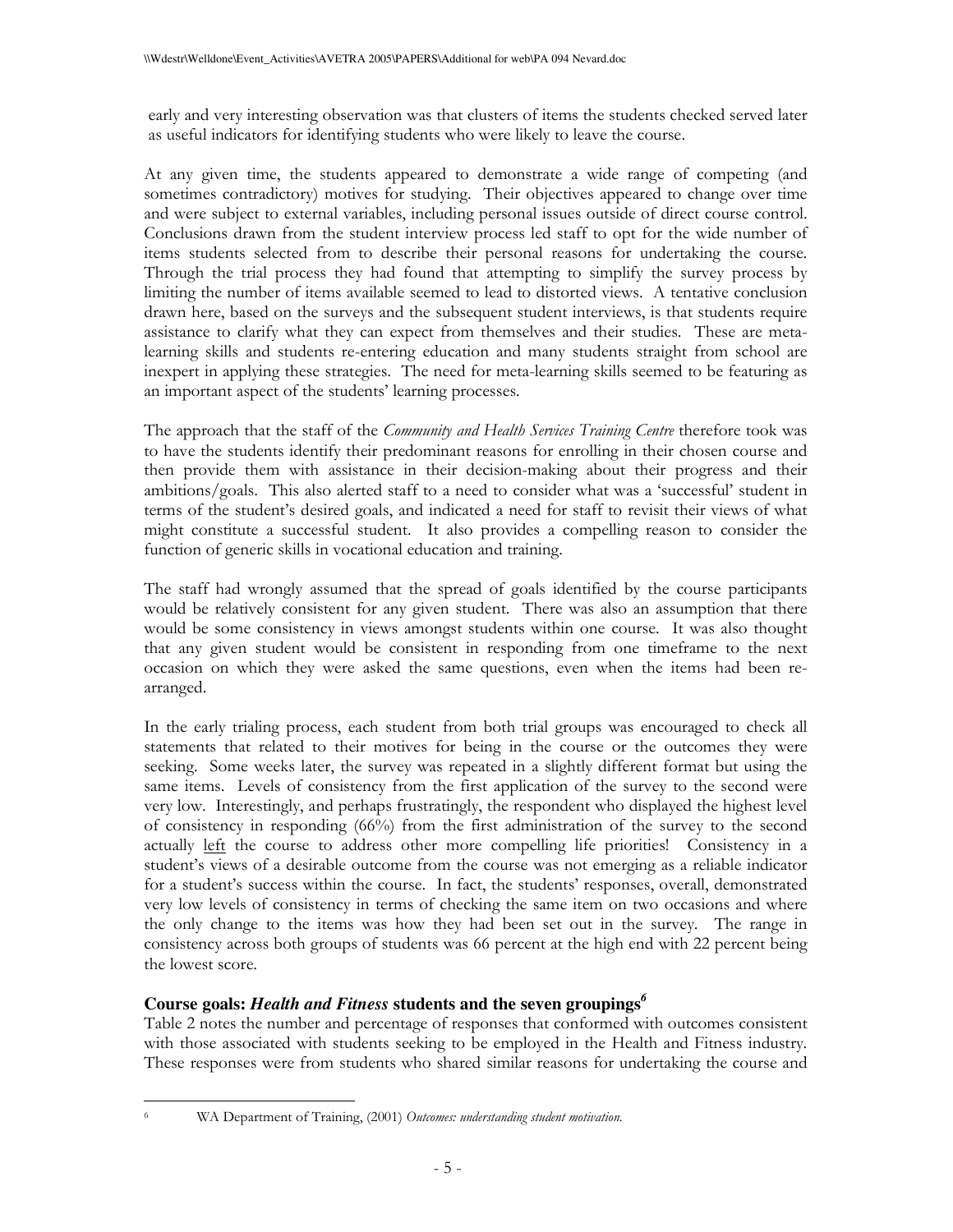early and very interesting observation was that clusters of items the students checked served later as useful indicators for identifying students who were likely to leave the course.

At any given time, the students appeared to demonstrate a wide range of competing (and sometimes contradictory) motives for studying. Their objectives appeared to change over time and were subject to external variables, including personal issues outside of direct course control. Conclusions drawn from the student interview process led staff to opt for the wide number of items students selected from to describe their personal reasons for undertaking the course. Through the trial process they had found that attempting to simplify the survey process by limiting the number of items available seemed to lead to distorted views. A tentative conclusion drawn here, based on the surveys and the subsequent student interviews, is that students require assistance to clarify what they can expect from themselves and their studies. These are meta-learning skills and students re-entering education and many students straight from school are inexpert in applying these strategies. The need for meta-learning skills seemed to be featuring as an important aspect of the students' learning processes.

The approach that the staff of the *Community and Health Services Training Centre* therefore took was to have the students identify their predominant reasons for enrolling in their chosen course and then provide them with assistance in their decision-making about their progress and their ambitions/goals. This also alerted staff to a need to consider what was a 'successful' student in terms of the student's desired goals, and indicated a need for staff to revisit their views of what might constitute a successful student. It also provides a compelling reason to consider the function of generic skills in vocational education and training.

The staff had wrongly assumed that the spread of goals identified by the course participants would be relatively consistent for any given student. There was also an assumption that there would be some consistency in views amongst students within one course. It was also thought that any given student would be consistent in responding from one timeframe to the next occasion on which they were asked the same questions, even when the items had been re-arranged.

In the early trialing process, each student from both trial groups was encouraged to check all statements that related to their motives for being in the course or the outcomes they were seeking. Some weeks later, the survey was repeated in a slightly different format but using the same items. Levels of consistency from the first application of the survey to the second were very low. Interestingly, and perhaps frustratingly, the respondent who displayed the highest level of consistency in responding (66%) from the first administration of the survey to the second actually <u>left</u> the course to address other more compelling life priorities! Consistency in a student's views of a desirable outcome from the course was not emerging as a reliable indicator for a student's success within the course. In fact, the students' responses, overall, demonstrated very low levels of consistency in terms of checking the same item on two occasions and where the only change to the items was how they had been set out in the survey. The range in consistency across both groups of students was 66 percent at the high end with 22 percent being the lowest score.

### Course goals: *Health and Fitness* students and the seven groupings[6]

Table 2 notes the number and percentage of responses that conformed with outcomes consistent with those associated with students seeking to be employed in the Health and Fitness industry. These responses were from students who shared similar reasons for undertaking the course and

[6] WA Department of Training, (2001) *Outcomes: understanding student motivation.*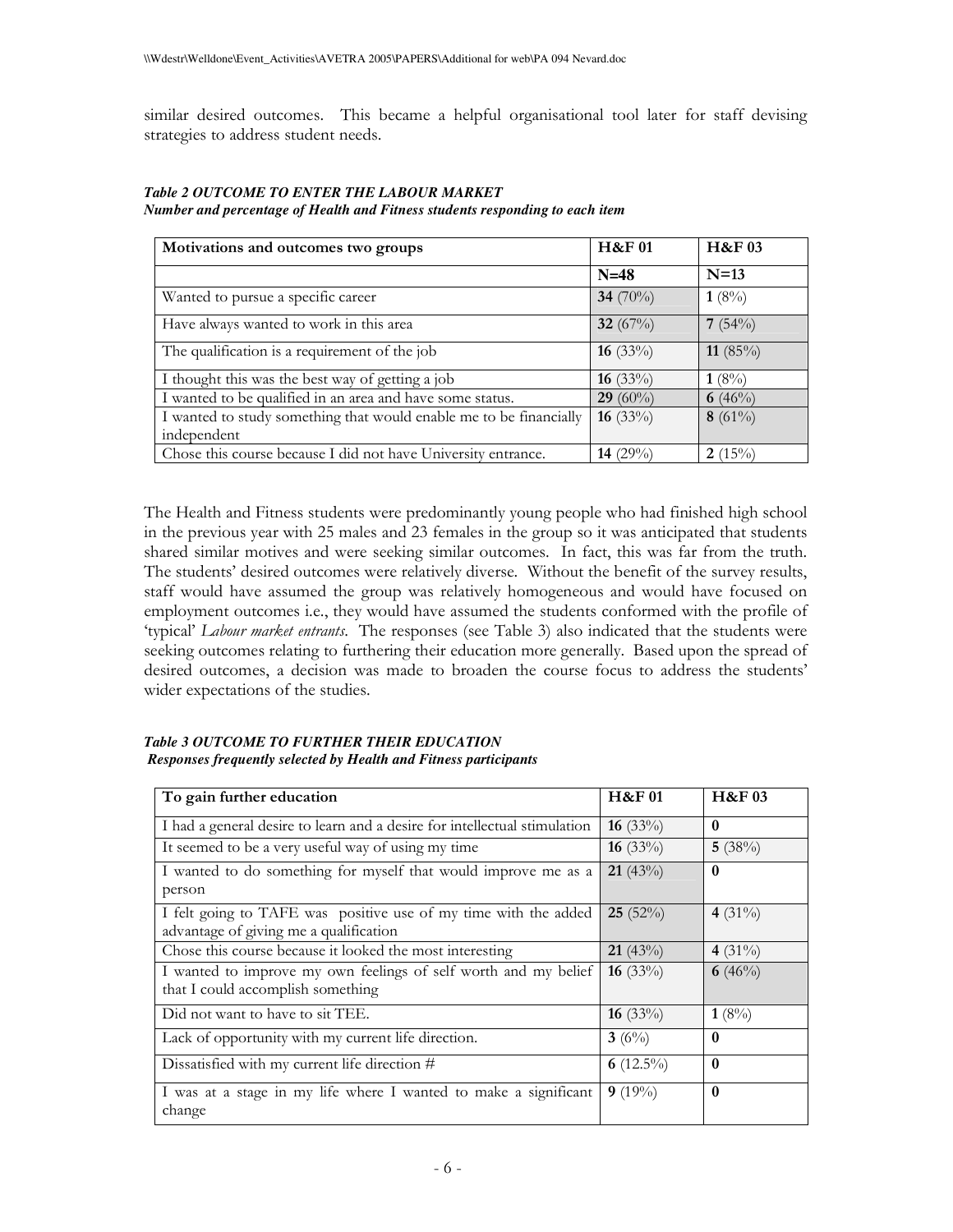similar desired outcomes. This became a helpful organisational tool later for staff devising strategies to address student needs.

***Table 2 OUTCOME TO ENTER THE LABOUR MARKET***
***Number and percentage of Health and Fitness students responding to each item***

| Motivations and outcomes two groups | H&F 01 | H&F 03 |
|---|---|---|
| | N=48 | N=13 |
| Wanted to pursue a specific career | **34** (70%) | **1** (8%) |
| Have always wanted to work in this area | **32** (67%) | **7** (54%) |
| The qualification is a requirement of the job | **16** (33%) | **11** (85%) |
| I thought this was the best way of getting a job | **16** (33%) | **1** (8%) |
| I wanted to be qualified in an area and have some status. | **29** (60%) | **6** (46%) |
| I wanted to study something that would enable me to be financially independent | **16** (33%) | **8** (61%) |
| Chose this course because I did not have University entrance. | **14** (29%) | **2** (15%) |

The Health and Fitness students were predominantly young people who had finished high school in the previous year with 25 males and 23 females in the group so it was anticipated that students shared similar motives and were seeking similar outcomes. In fact, this was far from the truth. The students' desired outcomes were relatively diverse. Without the benefit of the survey results, staff would have assumed the group was relatively homogeneous and would have focused on employment outcomes i.e., they would have assumed the students conformed with the profile of 'typical' *Labour market entrants*. The responses (see Table 3) also indicated that the students were seeking outcomes relating to furthering their education more generally. Based upon the spread of desired outcomes, a decision was made to broaden the course focus to address the students' wider expectations of the studies.

***Table 3 OUTCOME TO FURTHER THEIR EDUCATION***
***Responses frequently selected by Health and Fitness participants***

| To gain further education | H&F 01 | H&F 03 |
|---|---|---|
| I had a general desire to learn and a desire for intellectual stimulation | **16** (33%) | **0** |
| It seemed to be a very useful way of using my time | **16** (33%) | **5** (38%) |
| I wanted to do something for myself that would improve me as a person | **21** (43%) | **0** |
| I felt going to TAFE was positive use of my time with the added advantage of giving me a qualification | **25** (52%) | **4** (31%) |
| Chose this course because it looked the most interesting | **21** (43%) | **4** (31%) |
| I wanted to improve my own feelings of self worth and my belief that I could accomplish something | **16** (33%) | **6** (46%) |
| Did not want to have to sit TEE. | **16** (33%) | **1** (8%) |
| Lack of opportunity with my current life direction. | **3** (6%) | **0** |
| Dissatisfied with my current life direction # | **6** (12.5%) | **0** |
| I was at a stage in my life where I wanted to make a significant change | **9** (19%) | **0** |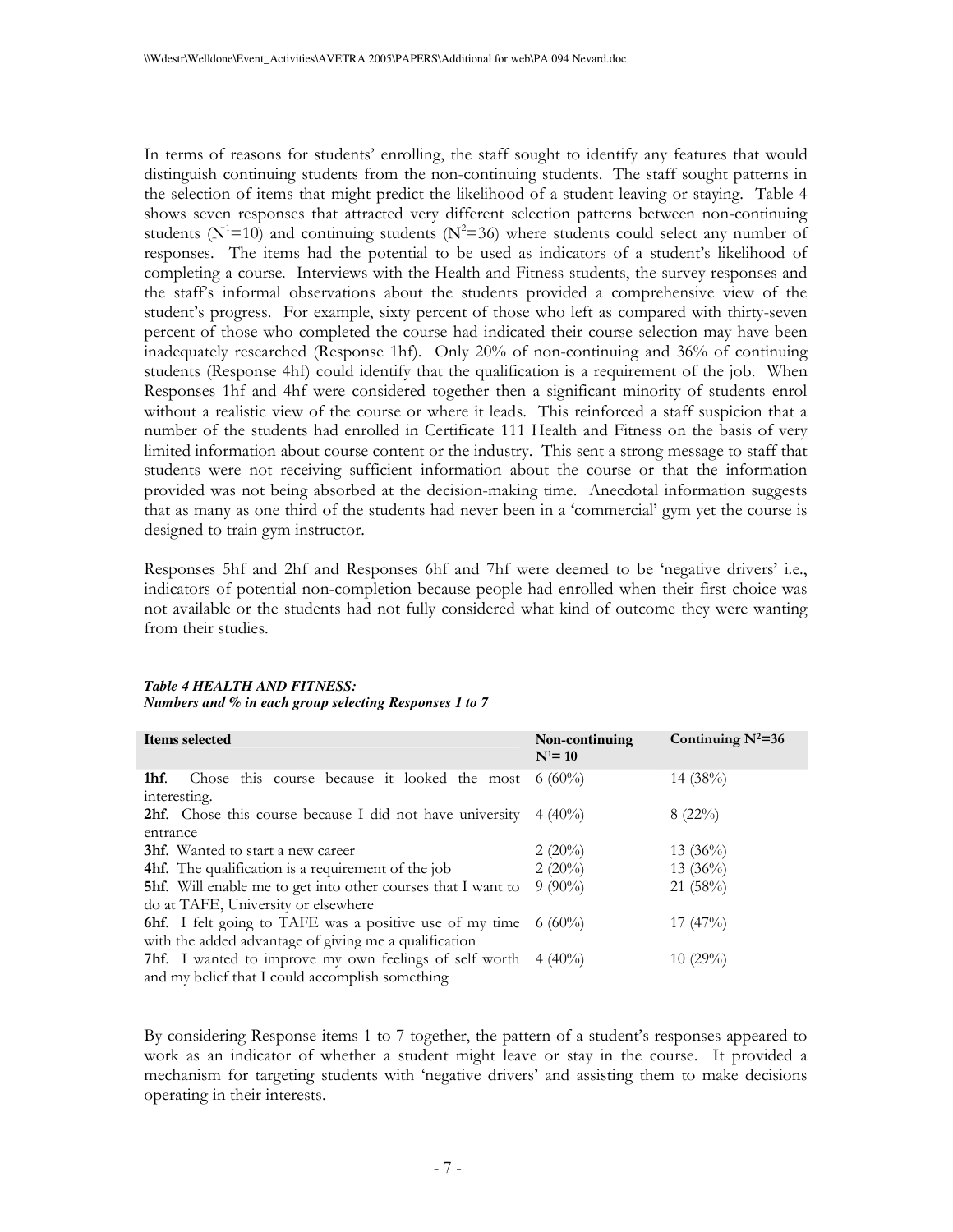In terms of reasons for students' enrolling, the staff sought to identify any features that would distinguish continuing students from the non-continuing students. The staff sought patterns in the selection of items that might predict the likelihood of a student leaving or staying. Table 4 shows seven responses that attracted very different selection patterns between non-continuing students ($N^1$=10) and continuing students ($N^2$=36) where students could select any number of responses. The items had the potential to be used as indicators of a student's likelihood of completing a course. Interviews with the Health and Fitness students, the survey responses and the staff's informal observations about the students provided a comprehensive view of the student's progress. For example, sixty percent of those who left as compared with thirty-seven percent of those who completed the course had indicated their course selection may have been inadequately researched (Response 1hf). Only 20% of non-continuing and 36% of continuing students (Response 4hf) could identify that the qualification is a requirement of the job. When Responses 1hf and 4hf were considered together then a significant minority of students enrol without a realistic view of the course or where it leads. This reinforced a staff suspicion that a number of the students had enrolled in Certificate 111 Health and Fitness on the basis of very limited information about course content or the industry. This sent a strong message to staff that students were not receiving sufficient information about the course or that the information provided was not being absorbed at the decision-making time. Anecdotal information suggests that as many as one third of the students had never been in a 'commercial' gym yet the course is designed to train gym instructor.

Responses 5hf and 2hf and Responses 6hf and 7hf were deemed to be 'negative drivers' i.e., indicators of potential non-completion because people had enrolled when their first choice was not available or the students had not fully considered what kind of outcome they were wanting from their studies.

***Table 4 HEALTH AND FITNESS:***
***Numbers and % in each group selecting Responses 1 to 7***

| Items selected | Non-continuing $N^1$= 10 | Continuing $N^2$=36 |
|---|---|---|
| **1hf**. Chose this course because it looked the most interesting. | 6 (60%) | 14 (38%) |
| **2hf**. Chose this course because I did not have university entrance | 4 (40%) | 8 (22%) |
| **3hf**. Wanted to start a new career | 2 (20%) | 13 (36%) |
| **4hf**. The qualification is a requirement of the job | 2 (20%) | 13 (36%) |
| **5hf**. Will enable me to get into other courses that I want to do at TAFE, University or elsewhere | 9 (90%) | 21 (58%) |
| **6hf**. I felt going to TAFE was a positive use of my time with the added advantage of giving me a qualification | 6 (60%) | 17 (47%) |
| **7hf**. I wanted to improve my own feelings of self worth and my belief that I could accomplish something | 4 (40%) | 10 (29%) |

By considering Response items 1 to 7 together, the pattern of a student's responses appeared to work as an indicator of whether a student might leave or stay in the course. It provided a mechanism for targeting students with 'negative drivers' and assisting them to make decisions operating in their interests.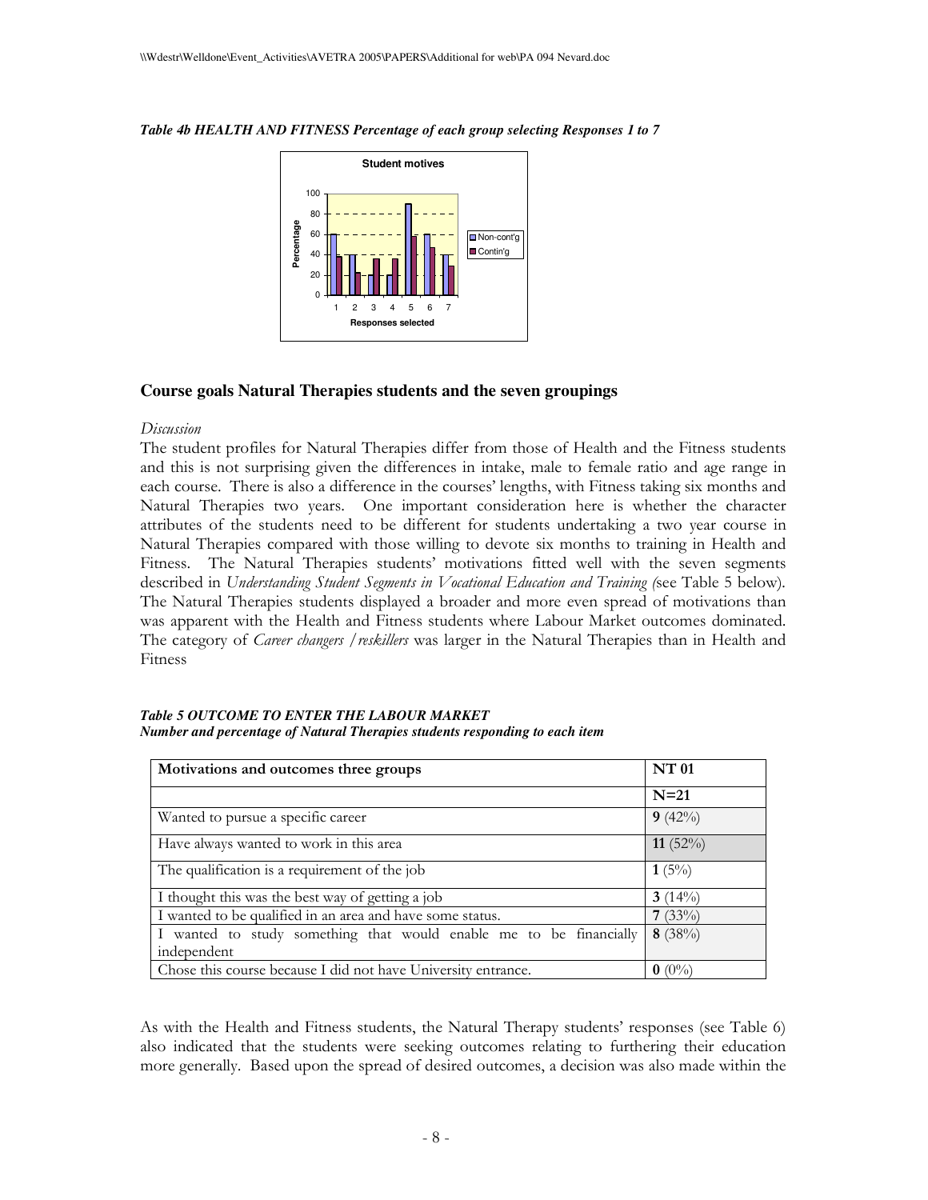*Table 4b HEALTH AND FITNESS Percentage of each group selecting Responses 1 to 7*

## Course goals Natural Therapies students and the seven groupings

*Discussion*

The student profiles for Natural Therapies differ from those of Health and the Fitness students and this is not surprising given the differences in intake, male to female ratio and age range in each course. There is also a difference in the courses' lengths, with Fitness taking six months and Natural Therapies two years. One important consideration here is whether the character attributes of the students need to be different for students undertaking a two year course in Natural Therapies compared with those willing to devote six months to training in Health and Fitness. The Natural Therapies students' motivations fitted well with the seven segments described in *Understanding Student Segments in Vocational Education and Training (*see Table 5 below). The Natural Therapies students displayed a broader and more even spread of motivations than was apparent with the Health and Fitness students where Labour Market outcomes dominated. The category of *Career changers / reskillers* was larger in the Natural Therapies than in Health and Fitness

***Table 5 OUTCOME TO ENTER THE LABOUR MARKET***
***Number and percentage of Natural Therapies students responding to each item***

| Motivations and outcomes three groups | NT 01 |
|---|---|
| | N=21 |
| Wanted to pursue a specific career | **9** (42%) |
| Have always wanted to work in this area | **11** (52%) |
| The qualification is a requirement of the job | **1** (5%) |
| I thought this was the best way of getting a job | **3** (14%) |
| I wanted to be qualified in an area and have some status. | **7** (33%) |
| I wanted to study something that would enable me to be financially independent | **8** (38%) |
| Chose this course because I did not have University entrance. | **0** (0%) |

As with the Health and Fitness students, the Natural Therapy students' responses (see Table 6) also indicated that the students were seeking outcomes relating to furthering their education more generally. Based upon the spread of desired outcomes, a decision was also made within the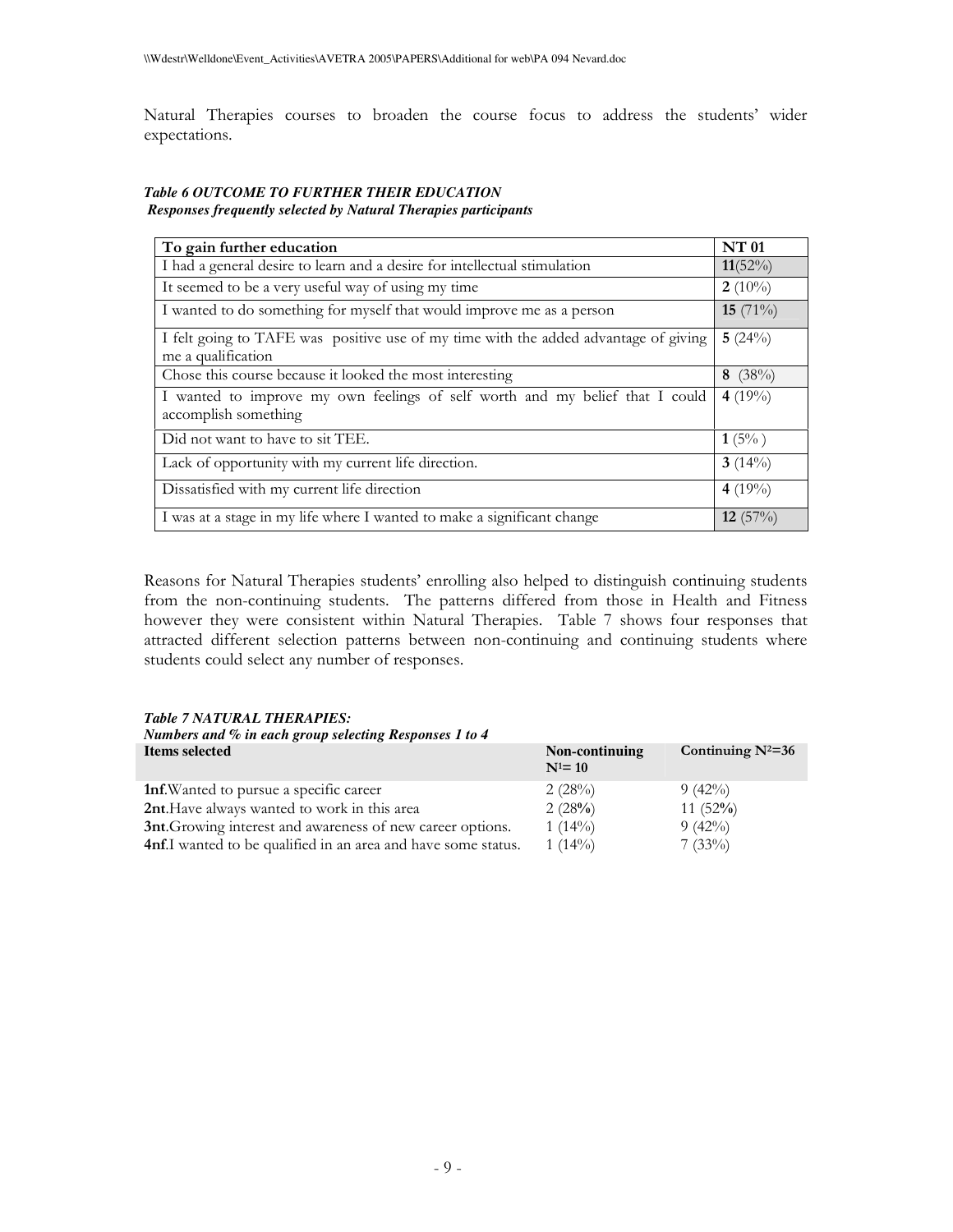Natural Therapies courses to broaden the course focus to address the students' wider expectations.

***Table 6 OUTCOME TO FURTHER THEIR EDUCATION***
***Responses frequently selected by Natural Therapies participants***

| To gain further education | NT 01 |
|---|---|
| I had a general desire to learn and a desire for intellectual stimulation | **11**(52%) |
| It seemed to be a very useful way of using my time | **2** (10%) |
| I wanted to do something for myself that would improve me as a person | **15** (71%) |
| I felt going to TAFE was positive use of my time with the added advantage of giving me a qualification | **5** (24%) |
| Chose this course because it looked the most interesting | **8** (38%) |
| I wanted to improve my own feelings of self worth and my belief that I could accomplish something | **4** (19%) |
| Did not want to have to sit TEE. | **1** (5% ) |
| Lack of opportunity with my current life direction. | **3** (14%) |
| Dissatisfied with my current life direction | **4** (19%) |
| I was at a stage in my life where I wanted to make a significant change | **12** (57%) |

Reasons for Natural Therapies students' enrolling also helped to distinguish continuing students from the non-continuing students. The patterns differed from those in Health and Fitness however they were consistent within Natural Therapies. Table 7 shows four responses that attracted different selection patterns between non-continuing and continuing students where students could select any number of responses.

***Table 7 NATURAL THERAPIES:***
***Numbers and % in each group selecting Responses 1 to 4***

| Items selected | Non-continuing $N^1$= 10 | Continuing $N^2$=36 |
|---|---|---|
| **1nf**.Wanted to pursue a specific career | 2 (28%) | 9 (42%) |
| **2nt**.Have always wanted to work in this area | 2 (28%) | 11 (52%) |
| **3nt**.Growing interest and awareness of new career options. | 1 (14%) | 9 (42%) |
| **4nf**.I wanted to be qualified in an area and have some status. | 1 (14%) | 7 (33%) |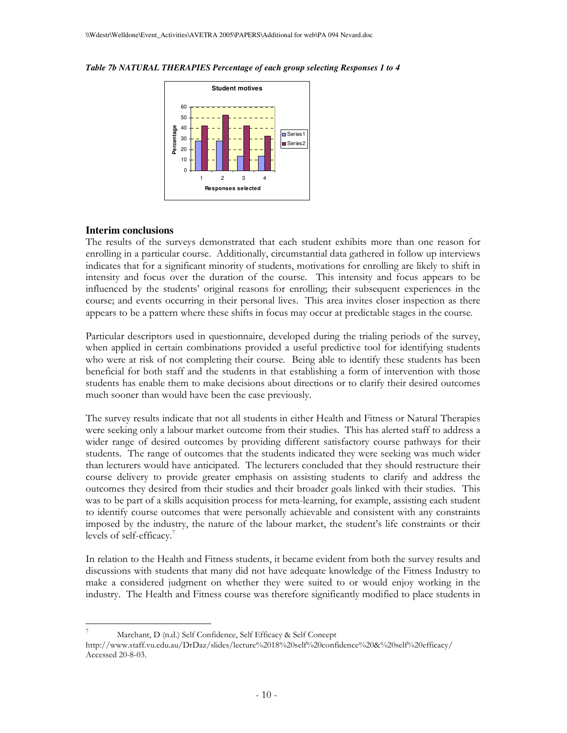*Table 7b NATURAL THERAPIES Percentage of each group selecting Responses 1 to 4*

Student motives

Percentage

60
50
40
30
20
10
0

1 2 3 4

Responses selected

Series1
Series2

## Interim conclusions

The results of the surveys demonstrated that each student exhibits more than one reason for enrolling in a particular course. Additionally, circumstantial data gathered in follow up interviews indicates that for a significant minority of students, motivations for enrolling are likely to shift in intensity and focus over the duration of the course. This intensity and focus appears to be influenced by the students' original reasons for enrolling; their subsequent experiences in the course; and events occurring in their personal lives. This area invites closer inspection as there appears to be a pattern where these shifts in focus may occur at predictable stages in the course.

Particular descriptors used in questionnaire, developed during the trialing periods of the survey, when applied in certain combinations provided a useful predictive tool for identifying students who were at risk of not completing their course. Being able to identify these students has been beneficial for both staff and the students in that establishing a form of intervention with those students has enable them to make decisions about directions or to clarify their desired outcomes much sooner than would have been the case previously.

The survey results indicate that not all students in either Health and Fitness or Natural Therapies were seeking only a labour market outcome from their studies. This has alerted staff to address a wider range of desired outcomes by providing different satisfactory course pathways for their students. The range of outcomes that the students indicated they were seeking was much wider than lecturers would have anticipated. The lecturers concluded that they should restructure their course delivery to provide greater emphasis on assisting students to clarify and address the outcomes they desired from their studies and their broader goals linked with their studies. This was to be part of a skills acquisition process for meta-learning, for example, assisting each student to identify course outcomes that were personally achievable and consistent with any constraints imposed by the industry, the nature of the labour market, the student's life constraints or their levels of self-efficacy.[7]

In relation to the Health and Fitness students, it became evident from both the survey results and discussions with students that many did not have adequate knowledge of the Fitness Industry to make a considered judgment on whether they were suited to or would enjoy working in the industry. The Health and Fitness course was therefore significantly modified to place students in

---

[7] Marchant, D (n.d.) Self Confidence, Self Efficacy & Self Concept http://www.staff.vu.edu.au/DrDaz/slides/lecture%2018%20self%20confidence%20&%20self%20efficacy/ Accessed 20-8-03.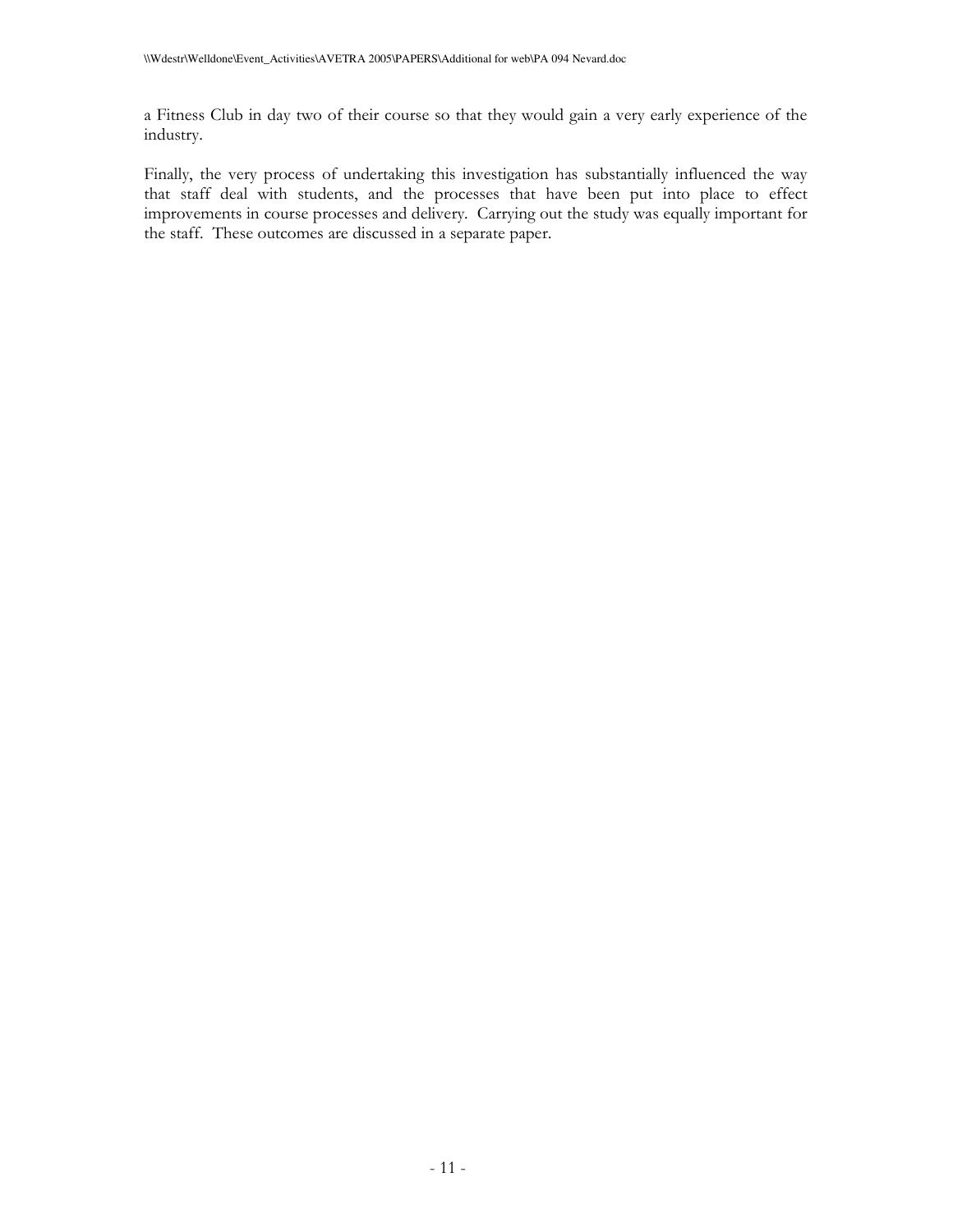a Fitness Club in day two of their course so that they would gain a very early experience of the industry.

Finally, the very process of undertaking this investigation has substantially influenced the way that staff deal with students, and the processes that have been put into place to effect improvements in course processes and delivery. Carrying out the study was equally important for the staff. These outcomes are discussed in a separate paper.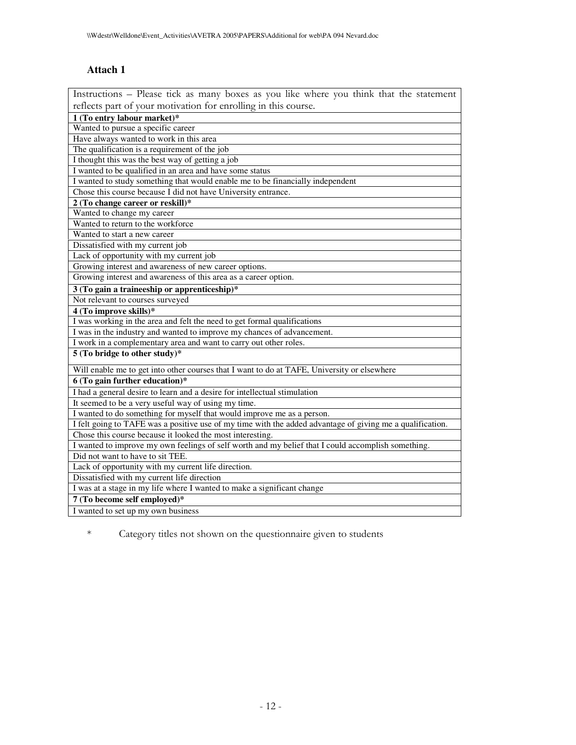## Attach 1

| Instructions – Please tick as many boxes as you like where you think that the statement reflects part of your motivation for enrolling in this course. |
|---|
| **1 (To entry labour market)*** |
| Wanted to pursue a specific career |
| Have always wanted to work in this area |
| The qualification is a requirement of the job |
| I thought this was the best way of getting a job |
| I wanted to be qualified in an area and have some status |
| I wanted to study something that would enable me to be financially independent |
| Chose this course because I did not have University entrance. |
| **2 (To change career or reskill)*** |
| Wanted to change my career |
| Wanted to return to the workforce |
| Wanted to start a new career |
| Dissatisfied with my current job |
| Lack of opportunity with my current job |
| Growing interest and awareness of new career options. |
| Growing interest and awareness of this area as a career option. |
| **3 (To gain a traineeship or apprenticeship)*** |
| Not relevant to courses surveyed |
| **4 (To improve skills)*** |
| I was working in the area and felt the need to get formal qualifications |
| I was in the industry and wanted to improve my chances of advancement. |
| I work in a complementary area and want to carry out other roles. |
| **5 (To bridge to other study)*** |
| Will enable me to get into other courses that I want to do at TAFE, University or elsewhere |
| **6 (To gain further education)*** |
| I had a general desire to learn and a desire for intellectual stimulation |
| It seemed to be a very useful way of using my time. |
| I wanted to do something for myself that would improve me as a person. |
| I felt going to TAFE was a positive use of my time with the added advantage of giving me a qualification. |
| Chose this course because it looked the most interesting. |
| I wanted to improve my own feelings of self worth and my belief that I could accomplish something. |
| Did not want to have to sit TEE. |
| Lack of opportunity with my current life direction. |
| Dissatisfied with my current life direction |
| I was at a stage in my life where I wanted to make a significant change |
| **7 (To become self employed)*** |
| I wanted to set up my own business |

\* Category titles not shown on the questionnaire given to students